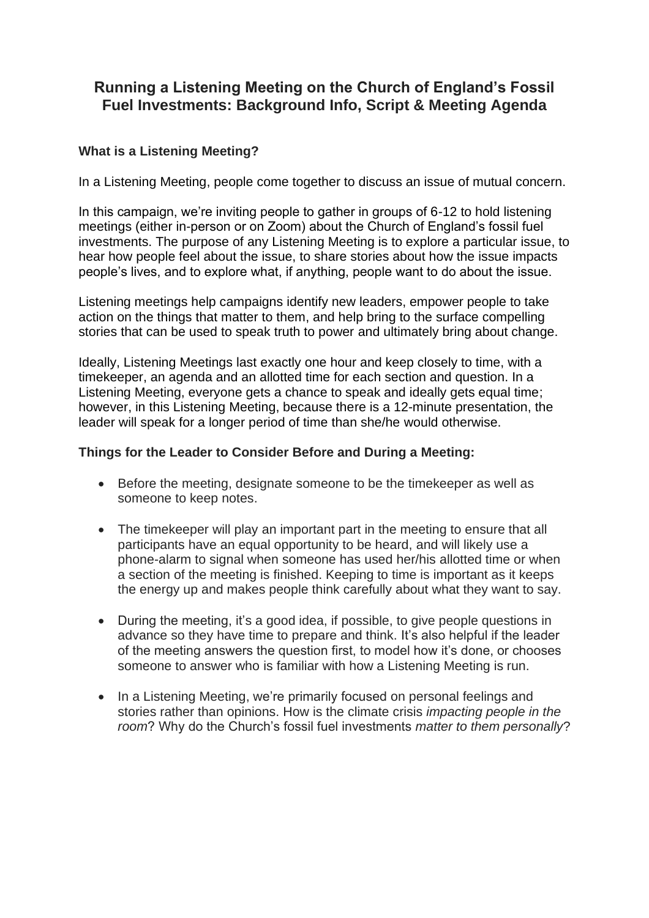# Running a Listening Meeting on the Church of England's Fossil Fuel Investments: Background Info, Script & Meeting Agenda

### What is a Listening Meeting?

In a Listening Meeting, people come together to discuss an issue of mutual concern.

In this campaign, we're inviting people to gather in groups of 6-12 to hold listening meetings (either in-person or on Zoom) about the Church of England's fossil fuel investments. The purpose of any Listening Meeting is to explore a particular issue, to hear how people feel about the issue, to share stories about how the issue impacts people's lives, and to explore what, if anything, people want to do about the issue.

Listening meetings help campaigns identify new leaders, empower people to take action on the things that matter to them, and help bring to the surface compelling stories that can be used to speak truth to power and ultimately bring about change.

Ideally, Listening Meetings last exactly one hour and keep closely to time, with a timekeeper, an agenda and an allotted time for each section and question. In a Listening Meeting, everyone gets a chance to speak and ideally gets equal time; however, in this Listening Meeting, because there is a 12-minute presentation, the leader will speak for a longer period of time than she/he would otherwise.

### Things for the Leader to Consider Before and During a Meeting:

- Before the meeting, designate someone to be the timekeeper as well as someone to keep notes.

- The timekeeper will play an important part in the meeting to ensure that all participants have an equal opportunity to be heard, and will likely use a phone-alarm to signal when someone has used her/his allotted time or when a section of the meeting is finished. Keeping to time is important as it keeps the energy up and makes people think carefully about what they want to say.

- During the meeting, it's a good idea, if possible, to give people questions in advance so they have time to prepare and think. It's also helpful if the leader of the meeting answers the question first, to model how it's done, or chooses someone to answer who is familiar with how a Listening Meeting is run.

- In a Listening Meeting, we're primarily focused on personal feelings and stories rather than opinions. How is the climate crisis *impacting people in the room*? Why do the Church's fossil fuel investments *matter to them personally*?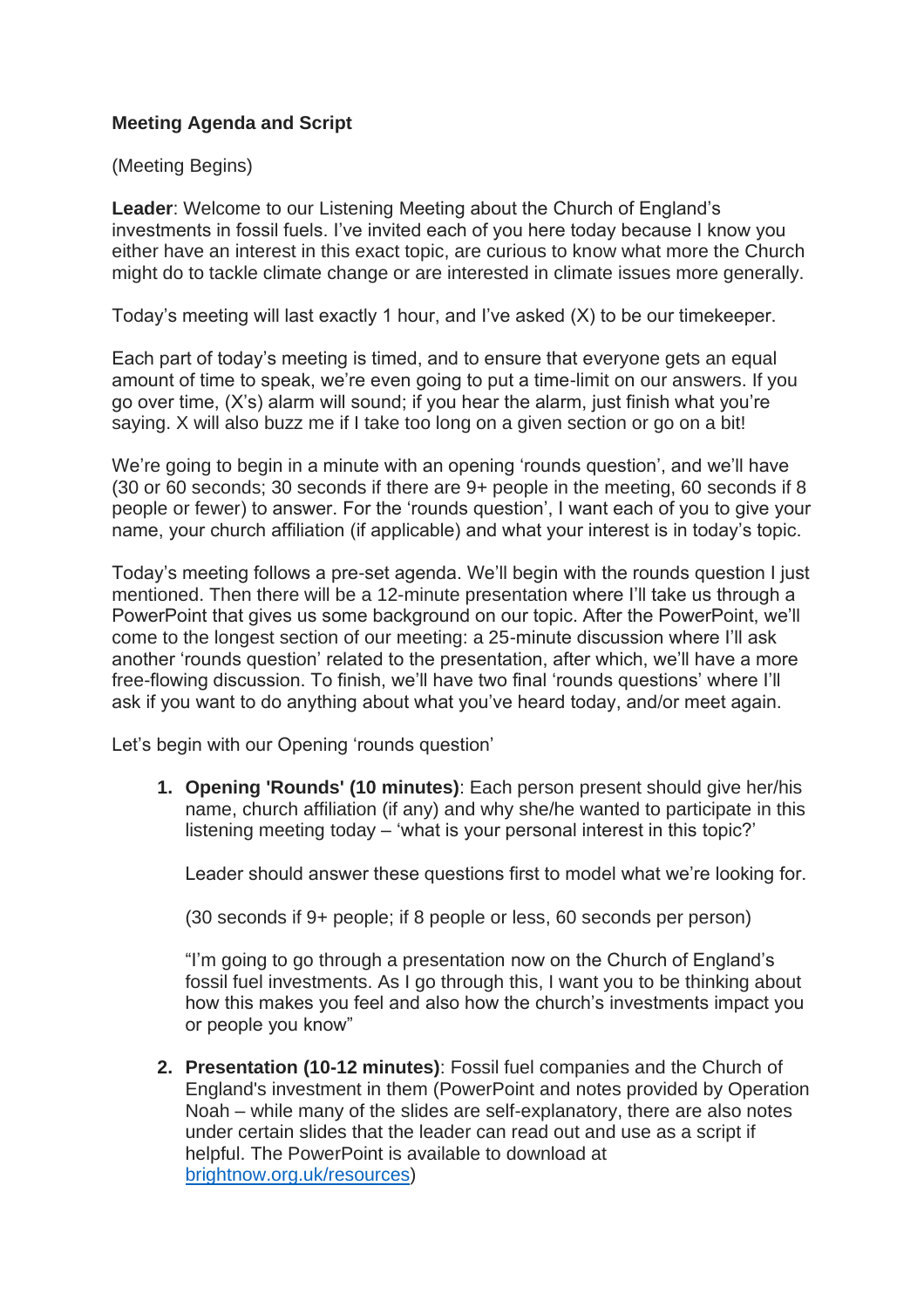**Meeting Agenda and Script**

(Meeting Begins)

**Leader**: Welcome to our Listening Meeting about the Church of England's investments in fossil fuels. I've invited each of you here today because I know you either have an interest in this exact topic, are curious to know what more the Church might do to tackle climate change or are interested in climate issues more generally.

Today's meeting will last exactly 1 hour, and I've asked (X) to be our timekeeper.

Each part of today's meeting is timed, and to ensure that everyone gets an equal amount of time to speak, we're even going to put a time-limit on our answers. If you go over time, (X's) alarm will sound; if you hear the alarm, just finish what you're saying. X will also buzz me if I take too long on a given section or go on a bit!

We're going to begin in a minute with an opening 'rounds question', and we'll have (30 or 60 seconds; 30 seconds if there are 9+ people in the meeting, 60 seconds if 8 people or fewer) to answer. For the 'rounds question', I want each of you to give your name, your church affiliation (if applicable) and what your interest is in today's topic.

Today's meeting follows a pre-set agenda. We'll begin with the rounds question I just mentioned. Then there will be a 12-minute presentation where I'll take us through a PowerPoint that gives us some background on our topic. After the PowerPoint, we'll come to the longest section of our meeting: a 25-minute discussion where I'll ask another 'rounds question' related to the presentation, after which, we'll have a more free-flowing discussion. To finish, we'll have two final 'rounds questions' where I'll ask if you want to do anything about what you've heard today, and/or meet again.

Let's begin with our Opening 'rounds question'

1. **Opening 'Rounds' (10 minutes)**: Each person present should give her/his name, church affiliation (if any) and why she/he wanted to participate in this listening meeting today – 'what is your personal interest in this topic?'

   Leader should answer these questions first to model what we're looking for.

   (30 seconds if 9+ people; if 8 people or less, 60 seconds per person)

   "I'm going to go through a presentation now on the Church of England's fossil fuel investments. As I go through this, I want you to be thinking about how this makes you feel and also how the church's investments impact you or people you know"

2. **Presentation (10-12 minutes)**: Fossil fuel companies and the Church of England's investment in them (PowerPoint and notes provided by Operation Noah – while many of the slides are self-explanatory, there are also notes under certain slides that the leader can read out and use as a script if helpful. The PowerPoint is available to download at [brightnow.org.uk/resources](brightnow.org.uk/resources))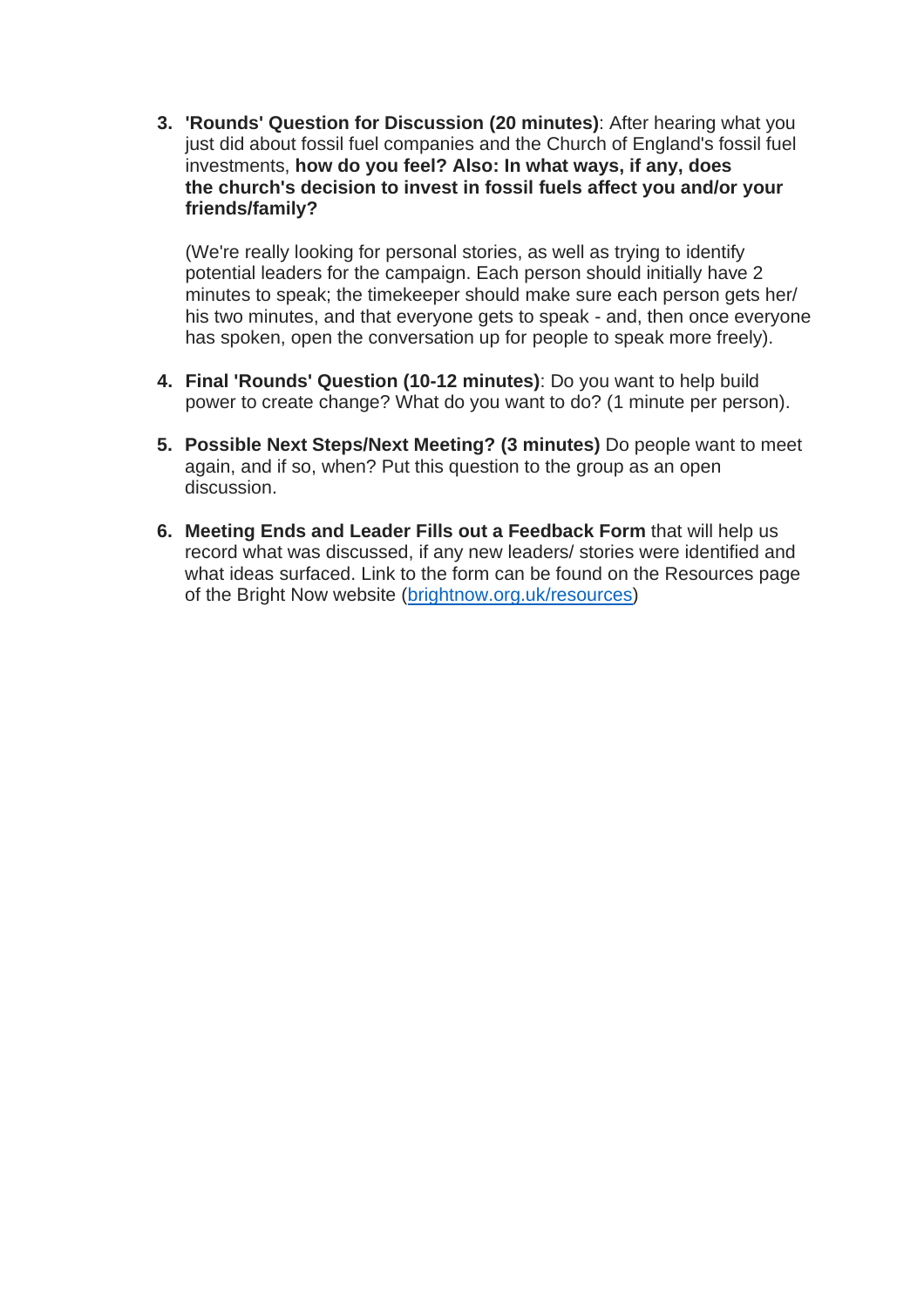3. **'Rounds' Question for Discussion (20 minutes)**: After hearing what you just did about fossil fuel companies and the Church of England's fossil fuel investments, **how do you feel? Also: In what ways, if any, does the church's decision to invest in fossil fuels affect you and/or your friends/family?**

   (We're really looking for personal stories, as well as trying to identify potential leaders for the campaign. Each person should initially have 2 minutes to speak; the timekeeper should make sure each person gets her/ his two minutes, and that everyone gets to speak - and, then once everyone has spoken, open the conversation up for people to speak more freely).

4. **Final 'Rounds' Question (10-12 minutes)**: Do you want to help build power to create change? What do you want to do? (1 minute per person).

5. **Possible Next Steps/Next Meeting? (3 minutes)** Do people want to meet again, and if so, when? Put this question to the group as an open discussion.

6. **Meeting Ends and Leader Fills out a Feedback Form** that will help us record what was discussed, if any new leaders/ stories were identified and what ideas surfaced. Link to the form can be found on the Resources page of the Bright Now website ([brightnow.org.uk/resources](brightnow.org.uk/resources))